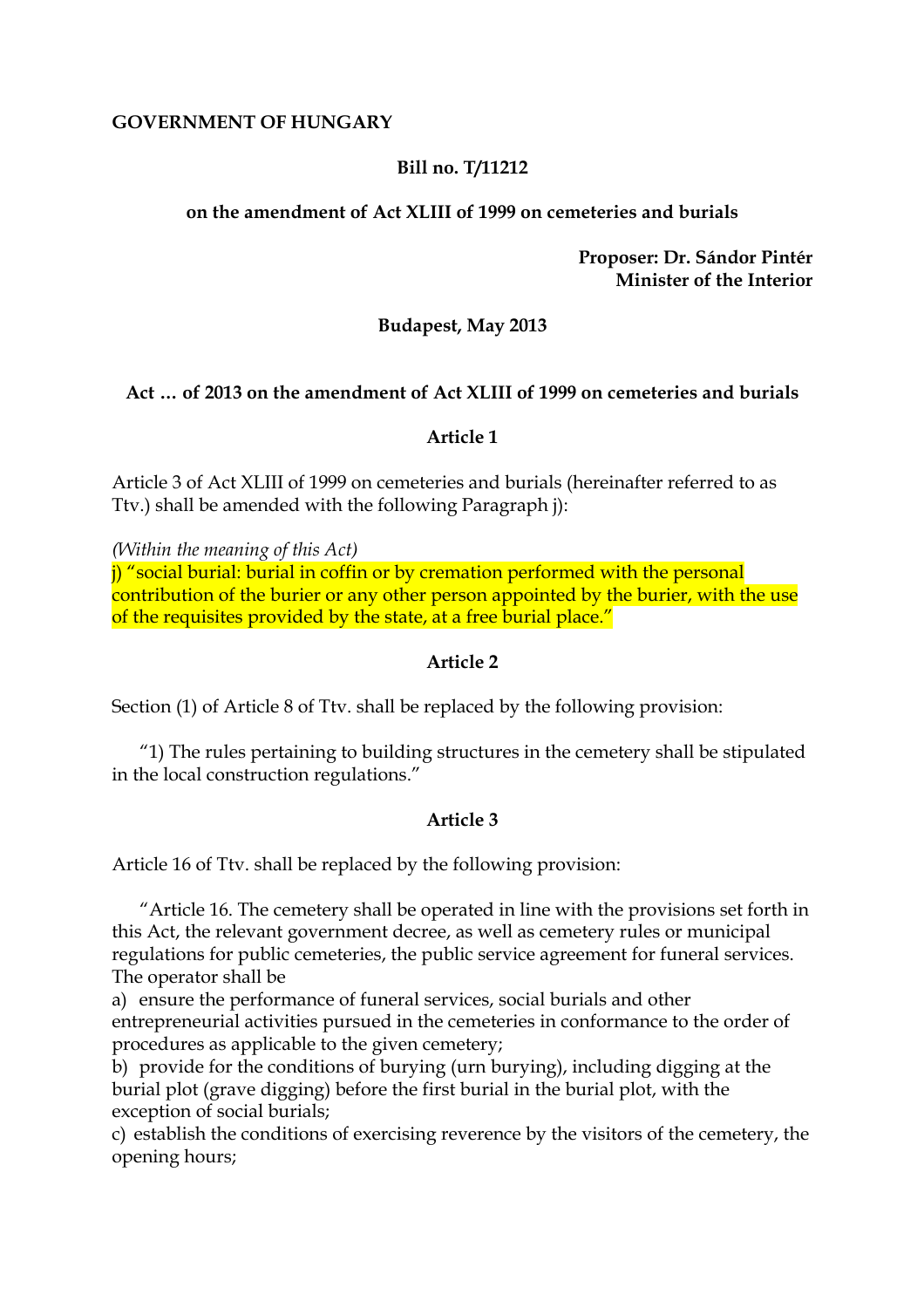**GOVERNMENT OF HUNGARY**

**Bill no. T/11212**

**on the amendment of Act XLIII of 1999 on cemeteries and burials**

**Proposer: Dr. Sándor Pintér**
**Minister of the Interior**

**Budapest, May 2013**

**Act … of 2013 on the amendment of Act XLIII of 1999 on cemeteries and burials**

**Article 1**

Article 3 of Act XLIII of 1999 on cemeteries and burials (hereinafter referred to as Ttv.) shall be amended with the following Paragraph j):

*(Within the meaning of this Act)*
j) "social burial: burial in coffin or by cremation performed with the personal contribution of the burier or any other person appointed by the burier, with the use of the requisites provided by the state, at a free burial place."

**Article 2**

Section (1) of Article 8 of Ttv. shall be replaced by the following provision:

"1) The rules pertaining to building structures in the cemetery shall be stipulated in the local construction regulations."

**Article 3**

Article 16 of Ttv. shall be replaced by the following provision:

"Article 16. The cemetery shall be operated in line with the provisions set forth in this Act, the relevant government decree, as well as cemetery rules or municipal regulations for public cemeteries, the public service agreement for funeral services. The operator shall be

a) ensure the performance of funeral services, social burials and other entrepreneurial activities pursued in the cemeteries in conformance to the order of procedures as applicable to the given cemetery;
b) provide for the conditions of burying (urn burying), including digging at the burial plot (grave digging) before the first burial in the burial plot, with the exception of social burials;
c) establish the conditions of exercising reverence by the visitors of the cemetery, the opening hours;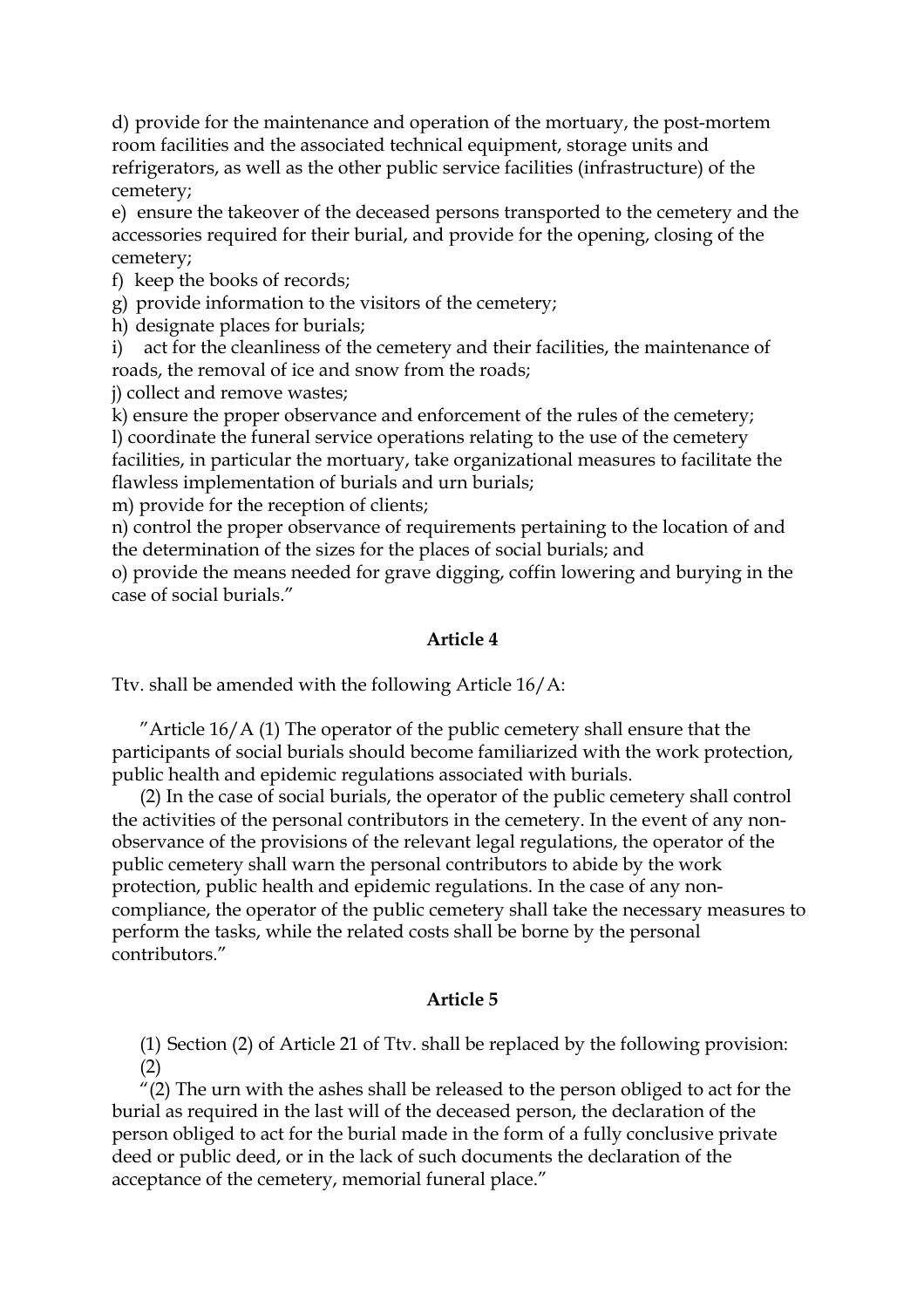d) provide for the maintenance and operation of the mortuary, the post-mortem room facilities and the associated technical equipment, storage units and refrigerators, as well as the other public service facilities (infrastructure) of the cemetery;

e) ensure the takeover of the deceased persons transported to the cemetery and the accessories required for their burial, and provide for the opening, closing of the cemetery;

f) keep the books of records;

g) provide information to the visitors of the cemetery;

h) designate places for burials;

i) act for the cleanliness of the cemetery and their facilities, the maintenance of roads, the removal of ice and snow from the roads;

j) collect and remove wastes;

k) ensure the proper observance and enforcement of the rules of the cemetery;

l) coordinate the funeral service operations relating to the use of the cemetery facilities, in particular the mortuary, take organizational measures to facilitate the flawless implementation of burials and urn burials;

m) provide for the reception of clients;

n) control the proper observance of requirements pertaining to the location of and the determination of the sizes for the places of social burials; and

o) provide the means needed for grave digging, coffin lowering and burying in the case of social burials."

**Article 4**

Ttv. shall be amended with the following Article 16/A:

"Article 16/A (1) The operator of the public cemetery shall ensure that the participants of social burials should become familiarized with the work protection, public health and epidemic regulations associated with burials.

(2) In the case of social burials, the operator of the public cemetery shall control the activities of the personal contributors in the cemetery. In the event of any non-observance of the provisions of the relevant legal regulations, the operator of the public cemetery shall warn the personal contributors to abide by the work protection, public health and epidemic regulations. In the case of any non-compliance, the operator of the public cemetery shall take the necessary measures to perform the tasks, while the related costs shall be borne by the personal contributors."

**Article 5**

(1) Section (2) of Article 21 of Ttv. shall be replaced by the following provision:
(2)

"(2) The urn with the ashes shall be released to the person obliged to act for the burial as required in the last will of the deceased person, the declaration of the person obliged to act for the burial made in the form of a fully conclusive private deed or public deed, or in the lack of such documents the declaration of the acceptance of the cemetery, memorial funeral place."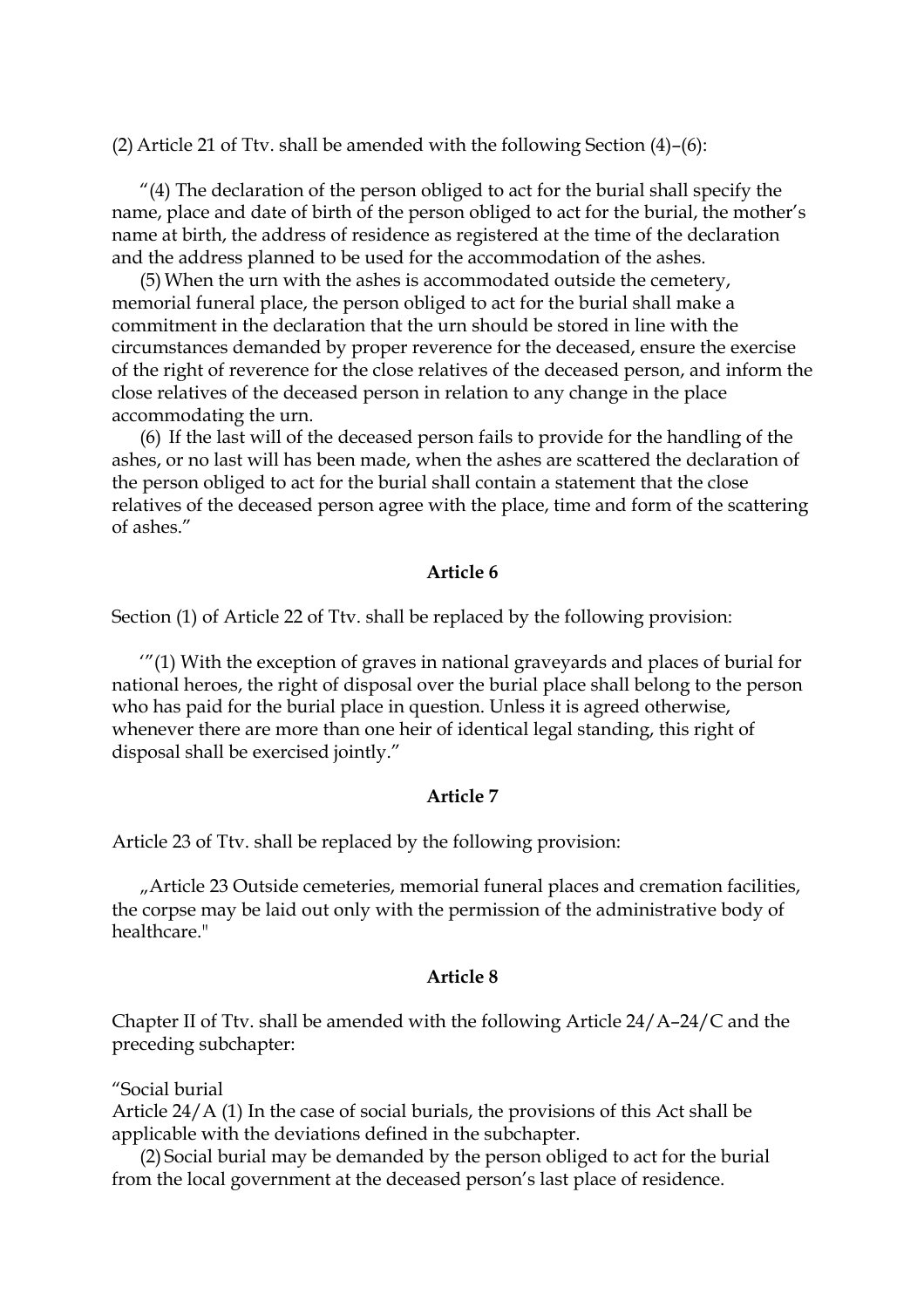(2) Article 21 of Ttv. shall be amended with the following Section (4)–(6):

"(4) The declaration of the person obliged to act for the burial shall specify the name, place and date of birth of the person obliged to act for the burial, the mother's name at birth, the address of residence as registered at the time of the declaration and the address planned to be used for the accommodation of the ashes.

(5) When the urn with the ashes is accommodated outside the cemetery, memorial funeral place, the person obliged to act for the burial shall make a commitment in the declaration that the urn should be stored in line with the circumstances demanded by proper reverence for the deceased, ensure the exercise of the right of reverence for the close relatives of the deceased person, and inform the close relatives of the deceased person in relation to any change in the place accommodating the urn.

(6) If the last will of the deceased person fails to provide for the handling of the ashes, or no last will has been made, when the ashes are scattered the declaration of the person obliged to act for the burial shall contain a statement that the close relatives of the deceased person agree with the place, time and form of the scattering of ashes."

**Article 6**

Section (1) of Article 22 of Ttv. shall be replaced by the following provision:

'"(1) With the exception of graves in national graveyards and places of burial for national heroes, the right of disposal over the burial place shall belong to the person who has paid for the burial place in question. Unless it is agreed otherwise, whenever there are more than one heir of identical legal standing, this right of disposal shall be exercised jointly."

**Article 7**

Article 23 of Ttv. shall be replaced by the following provision:

„Article 23 Outside cemeteries, memorial funeral places and cremation facilities, the corpse may be laid out only with the permission of the administrative body of healthcare."

**Article 8**

Chapter II of Ttv. shall be amended with the following Article 24/A–24/C and the preceding subchapter:

"Social burial
Article 24/A (1) In the case of social burials, the provisions of this Act shall be applicable with the deviations defined in the subchapter.

(2) Social burial may be demanded by the person obliged to act for the burial from the local government at the deceased person's last place of residence.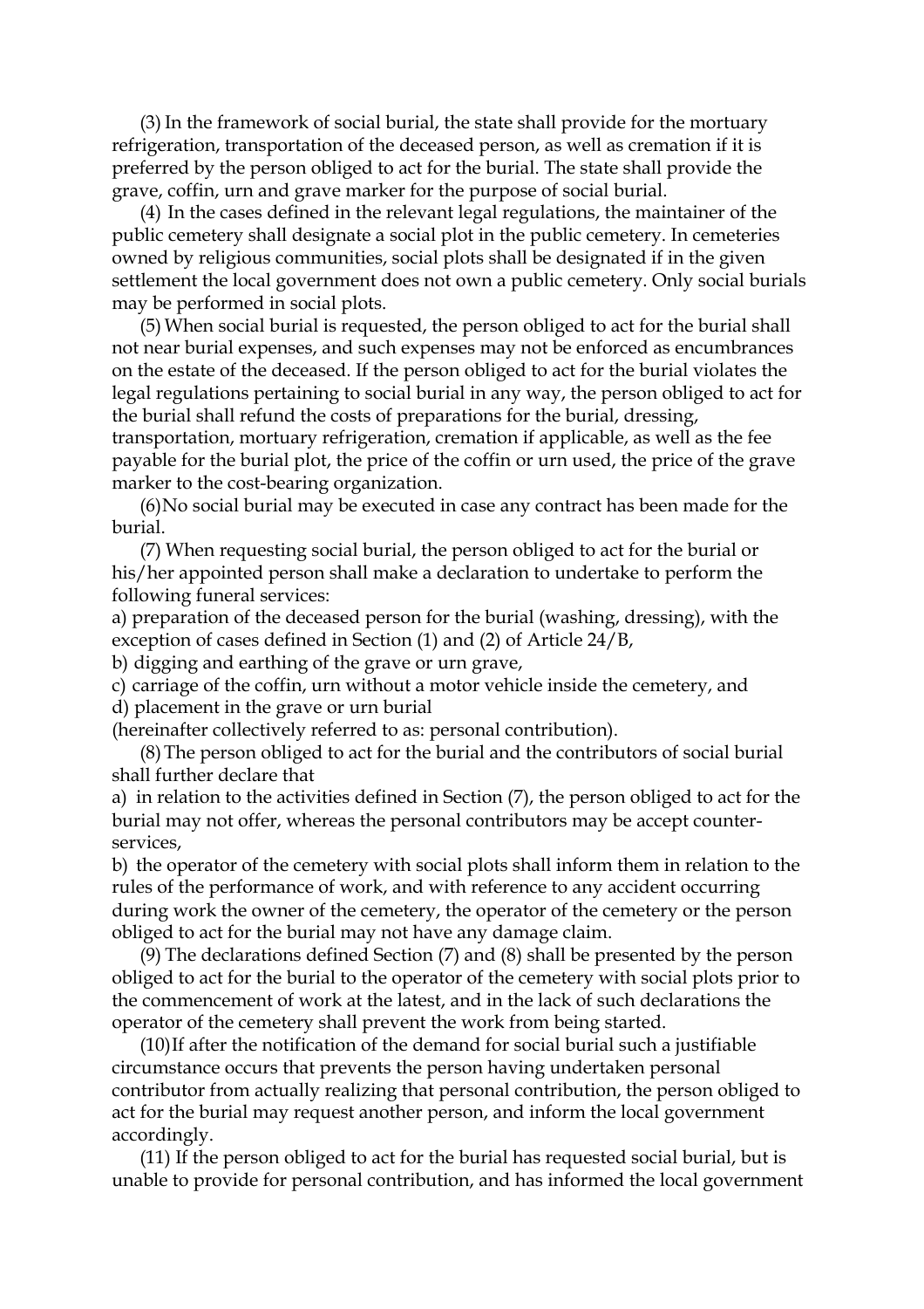(3) In the framework of social burial, the state shall provide for the mortuary refrigeration, transportation of the deceased person, as well as cremation if it is preferred by the person obliged to act for the burial. The state shall provide the grave, coffin, urn and grave marker for the purpose of social burial.

(4) In the cases defined in the relevant legal regulations, the maintainer of the public cemetery shall designate a social plot in the public cemetery. In cemeteries owned by religious communities, social plots shall be designated if in the given settlement the local government does not own a public cemetery. Only social burials may be performed in social plots.

(5) When social burial is requested, the person obliged to act for the burial shall not near burial expenses, and such expenses may not be enforced as encumbrances on the estate of the deceased. If the person obliged to act for the burial violates the legal regulations pertaining to social burial in any way, the person obliged to act for the burial shall refund the costs of preparations for the burial, dressing, transportation, mortuary refrigeration, cremation if applicable, as well as the fee payable for the burial plot, the price of the coffin or urn used, the price of the grave marker to the cost-bearing organization.

(6) No social burial may be executed in case any contract has been made for the burial.

(7) When requesting social burial, the person obliged to act for the burial or his/her appointed person shall make a declaration to undertake to perform the following funeral services:
a) preparation of the deceased person for the burial (washing, dressing), with the exception of cases defined in Section (1) and (2) of Article 24/B,
b) digging and earthing of the grave or urn grave,
c) carriage of the coffin, urn without a motor vehicle inside the cemetery, and
d) placement in the grave or urn burial
(hereinafter collectively referred to as: personal contribution).

(8) The person obliged to act for the burial and the contributors of social burial shall further declare that
a) in relation to the activities defined in Section (7), the person obliged to act for the burial may not offer, whereas the personal contributors may be accept counter-services,
b) the operator of the cemetery with social plots shall inform them in relation to the rules of the performance of work, and with reference to any accident occurring during work the owner of the cemetery, the operator of the cemetery or the person obliged to act for the burial may not have any damage claim.

(9) The declarations defined Section (7) and (8) shall be presented by the person obliged to act for the burial to the operator of the cemetery with social plots prior to the commencement of work at the latest, and in the lack of such declarations the operator of the cemetery shall prevent the work from being started.

(10) If after the notification of the demand for social burial such a justifiable circumstance occurs that prevents the person having undertaken personal contributor from actually realizing that personal contribution, the person obliged to act for the burial may request another person, and inform the local government accordingly.

(11) If the person obliged to act for the burial has requested social burial, but is unable to provide for personal contribution, and has informed the local government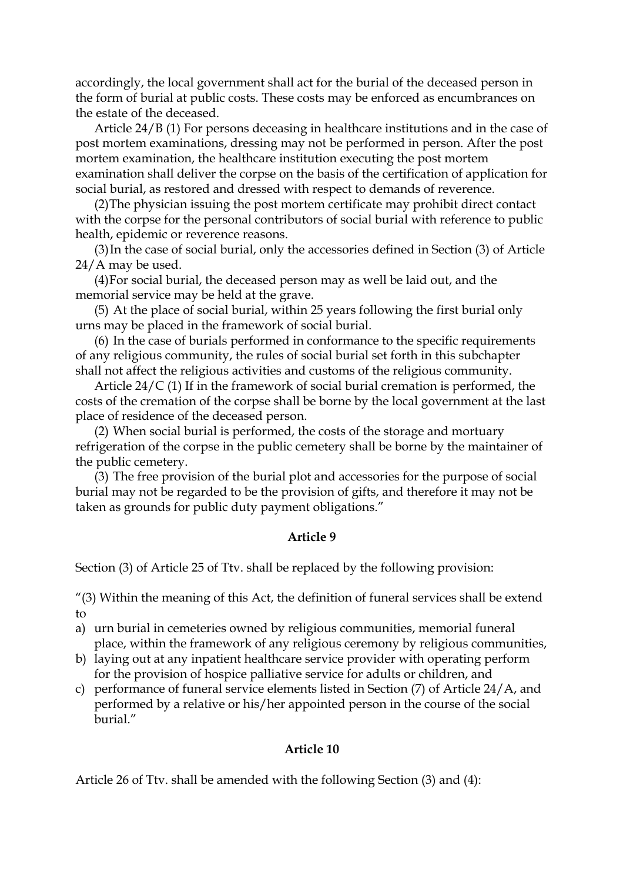accordingly, the local government shall act for the burial of the deceased person in the form of burial at public costs. These costs may be enforced as encumbrances on the estate of the deceased.

Article 24/B (1) For persons deceasing in healthcare institutions and in the case of post mortem examinations, dressing may not be performed in person. After the post mortem examination, the healthcare institution executing the post mortem examination shall deliver the corpse on the basis of the certification of application for social burial, as restored and dressed with respect to demands of reverence.

(2)The physician issuing the post mortem certificate may prohibit direct contact with the corpse for the personal contributors of social burial with reference to public health, epidemic or reverence reasons.

(3)In the case of social burial, only the accessories defined in Section (3) of Article 24/A may be used.

(4)For social burial, the deceased person may as well be laid out, and the memorial service may be held at the grave.

(5) At the place of social burial, within 25 years following the first burial only urns may be placed in the framework of social burial.

(6) In the case of burials performed in conformance to the specific requirements of any religious community, the rules of social burial set forth in this subchapter shall not affect the religious activities and customs of the religious community.

Article 24/C (1) If in the framework of social burial cremation is performed, the costs of the cremation of the corpse shall be borne by the local government at the last place of residence of the deceased person.

(2) When social burial is performed, the costs of the storage and mortuary refrigeration of the corpse in the public cemetery shall be borne by the maintainer of the public cemetery.

(3) The free provision of the burial plot and accessories for the purpose of social burial may not be regarded to be the provision of gifts, and therefore it may not be taken as grounds for public duty payment obligations."

**Article 9**

Section (3) of Article 25 of Ttv. shall be replaced by the following provision:

"(3) Within the meaning of this Act, the definition of funeral services shall be extend to

a) urn burial in cemeteries owned by religious communities, memorial funeral place, within the framework of any religious ceremony by religious communities,
b) laying out at any inpatient healthcare service provider with operating perform for the provision of hospice palliative service for adults or children, and
c) performance of funeral service elements listed in Section (7) of Article 24/A, and performed by a relative or his/her appointed person in the course of the social burial."

**Article 10**

Article 26 of Ttv. shall be amended with the following Section (3) and (4):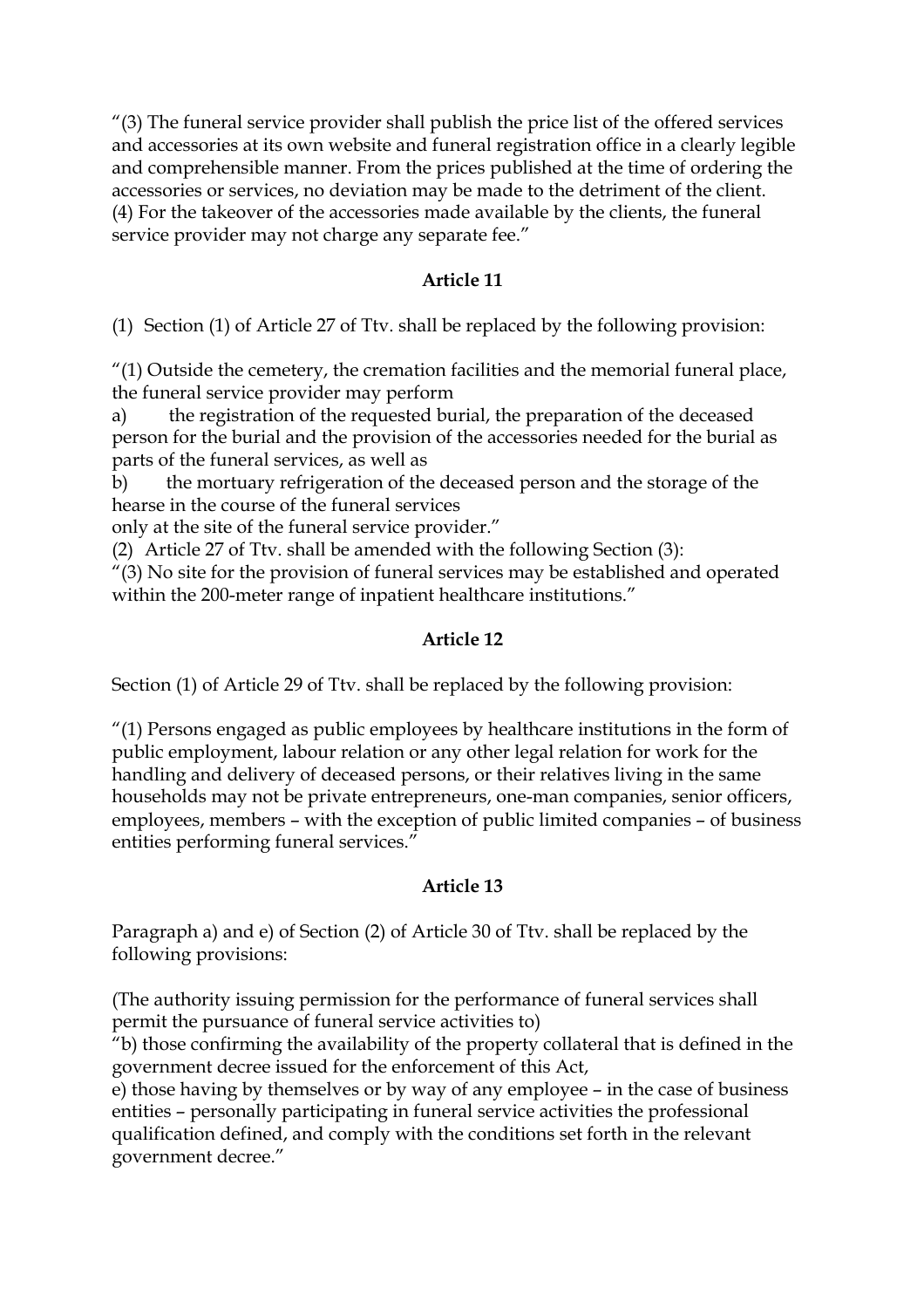"(3) The funeral service provider shall publish the price list of the offered services and accessories at its own website and funeral registration office in a clearly legible and comprehensible manner. From the prices published at the time of ordering the accessories or services, no deviation may be made to the detriment of the client.
(4) For the takeover of the accessories made available by the clients, the funeral service provider may not charge any separate fee."

### Article 11

(1) Section (1) of Article 27 of Ttv. shall be replaced by the following provision:

"(1) Outside the cemetery, the cremation facilities and the memorial funeral place, the funeral service provider may perform
a) the registration of the requested burial, the preparation of the deceased person for the burial and the provision of the accessories needed for the burial as parts of the funeral services, as well as
b) the mortuary refrigeration of the deceased person and the storage of the hearse in the course of the funeral services
only at the site of the funeral service provider."
(2) Article 27 of Ttv. shall be amended with the following Section (3):
"(3) No site for the provision of funeral services may be established and operated within the 200-meter range of inpatient healthcare institutions."

### Article 12

Section (1) of Article 29 of Ttv. shall be replaced by the following provision:

"(1) Persons engaged as public employees by healthcare institutions in the form of public employment, labour relation or any other legal relation for work for the handling and delivery of deceased persons, or their relatives living in the same households may not be private entrepreneurs, one-man companies, senior officers, employees, members – with the exception of public limited companies – of business entities performing funeral services."

### Article 13

Paragraph a) and e) of Section (2) of Article 30 of Ttv. shall be replaced by the following provisions:

(The authority issuing permission for the performance of funeral services shall permit the pursuance of funeral service activities to)
"b) those confirming the availability of the property collateral that is defined in the government decree issued for the enforcement of this Act,
e) those having by themselves or by way of any employee – in the case of business entities – personally participating in funeral service activities the professional qualification defined, and comply with the conditions set forth in the relevant government decree."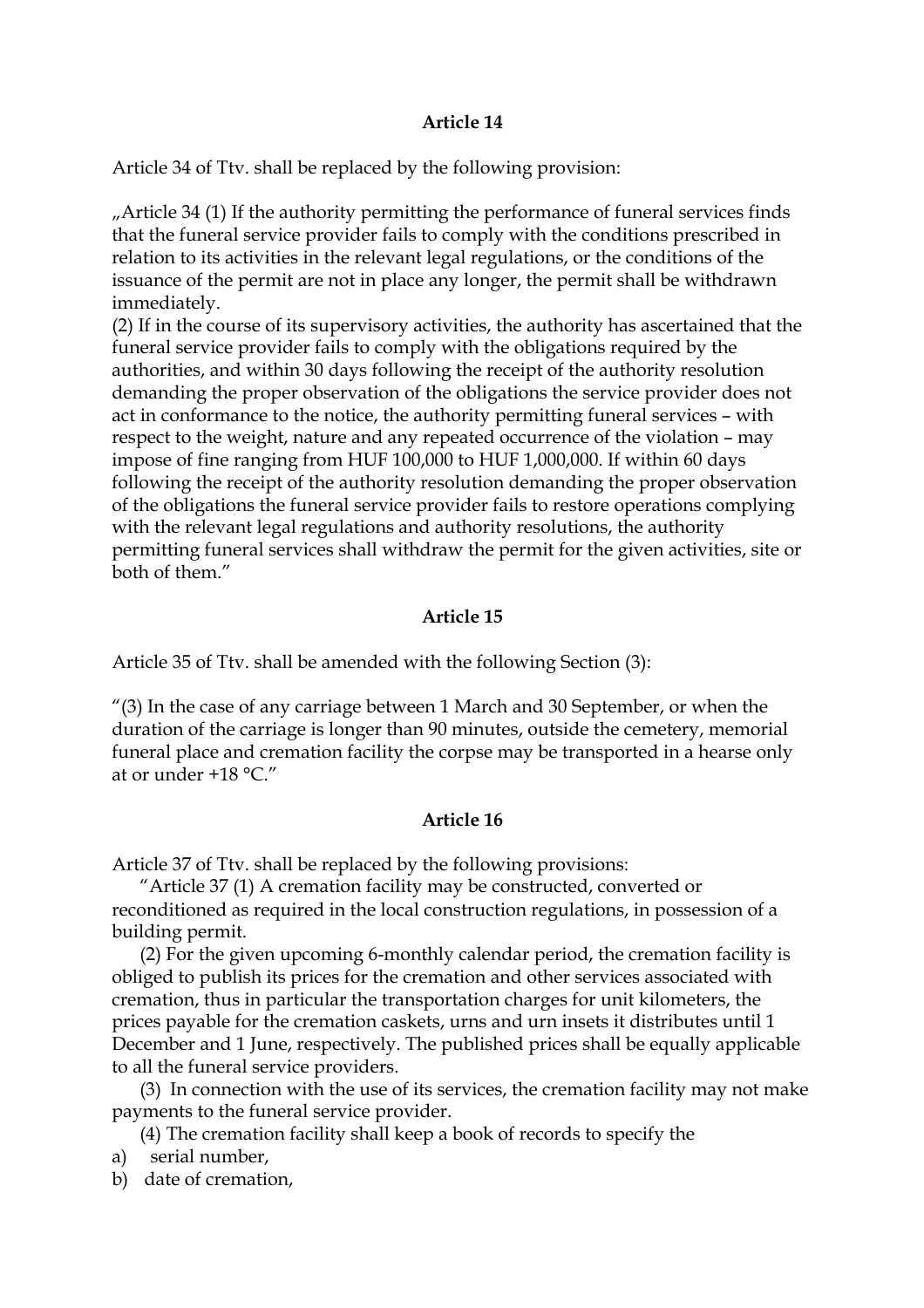**Article 14**

Article 34 of Ttv. shall be replaced by the following provision:

„Article 34 (1) If the authority permitting the performance of funeral services finds that the funeral service provider fails to comply with the conditions prescribed in relation to its activities in the relevant legal regulations, or the conditions of the issuance of the permit are not in place any longer, the permit shall be withdrawn immediately.
(2) If in the course of its supervisory activities, the authority has ascertained that the funeral service provider fails to comply with the obligations required by the authorities, and within 30 days following the receipt of the authority resolution demanding the proper observation of the obligations the service provider does not act in conformance to the notice, the authority permitting funeral services – with respect to the weight, nature and any repeated occurrence of the violation – may impose of fine ranging from HUF 100,000 to HUF 1,000,000. If within 60 days following the receipt of the authority resolution demanding the proper observation of the obligations the funeral service provider fails to restore operations complying with the relevant legal regulations and authority resolutions, the authority permitting funeral services shall withdraw the permit for the given activities, site or both of them."

**Article 15**

Article 35 of Ttv. shall be amended with the following Section (3):

"(3) In the case of any carriage between 1 March and 30 September, or when the duration of the carriage is longer than 90 minutes, outside the cemetery, memorial funeral place and cremation facility the corpse may be transported in a hearse only at or under +18 °C."

**Article 16**

Article 37 of Ttv. shall be replaced by the following provisions:

"Article 37 (1) A cremation facility may be constructed, converted or reconditioned as required in the local construction regulations, in possession of a building permit.

(2) For the given upcoming 6-monthly calendar period, the cremation facility is obliged to publish its prices for the cremation and other services associated with cremation, thus in particular the transportation charges for unit kilometers, the prices payable for the cremation caskets, urns and urn insets it distributes until 1 December and 1 June, respectively. The published prices shall be equally applicable to all the funeral service providers.

(3) In connection with the use of its services, the cremation facility may not make payments to the funeral service provider.

(4) The cremation facility shall keep a book of records to specify the

a) serial number,

b) date of cremation,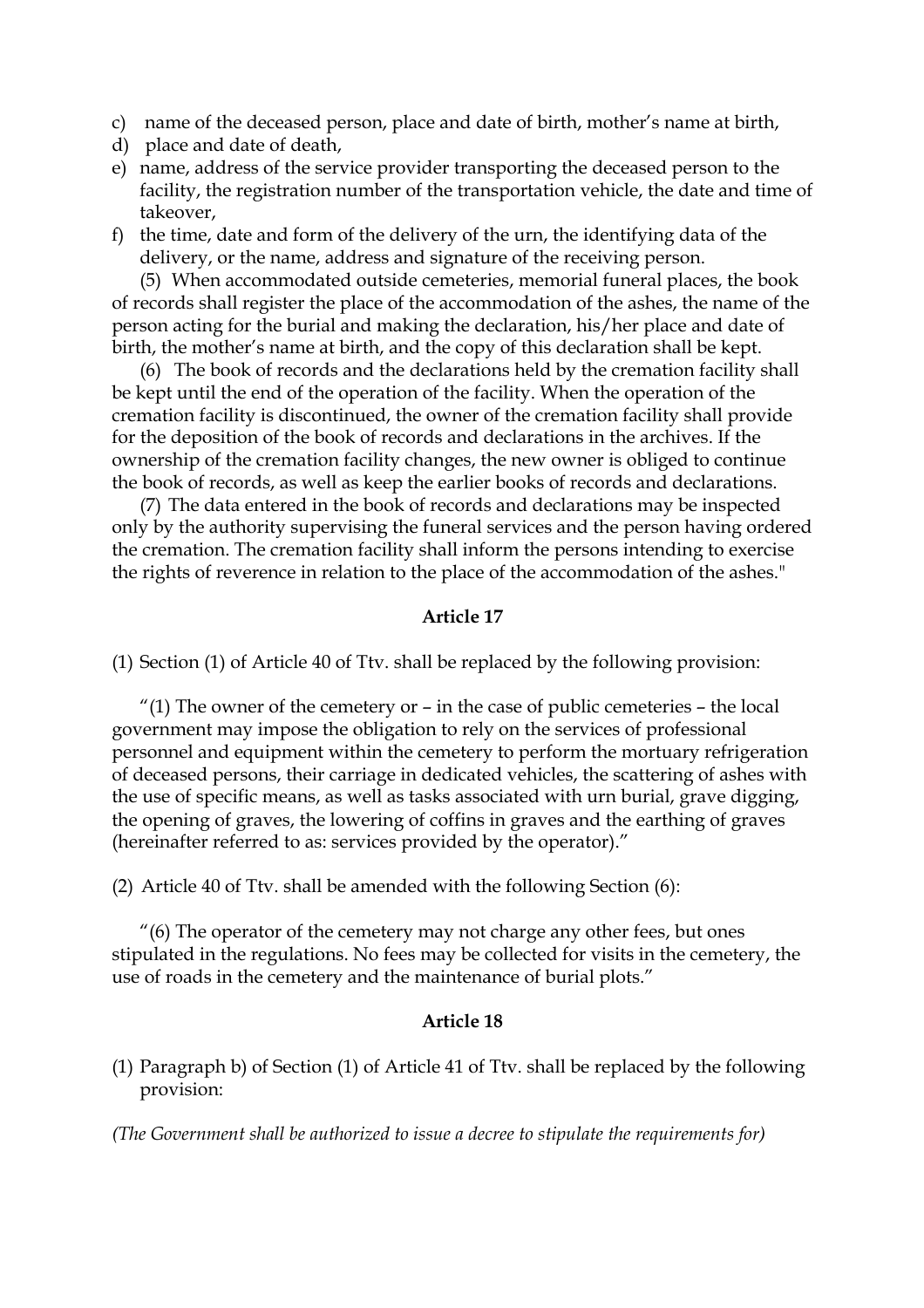c) name of the deceased person, place and date of birth, mother's name at birth,
d) place and date of death,
e) name, address of the service provider transporting the deceased person to the facility, the registration number of the transportation vehicle, the date and time of takeover,
f) the time, date and form of the delivery of the urn, the identifying data of the delivery, or the name, address and signature of the receiving person.

(5) When accommodated outside cemeteries, memorial funeral places, the book of records shall register the place of the accommodation of the ashes, the name of the person acting for the burial and making the declaration, his/her place and date of birth, the mother's name at birth, and the copy of this declaration shall be kept.

(6) The book of records and the declarations held by the cremation facility shall be kept until the end of the operation of the facility. When the operation of the cremation facility is discontinued, the owner of the cremation facility shall provide for the deposition of the book of records and declarations in the archives. If the ownership of the cremation facility changes, the new owner is obliged to continue the book of records, as well as keep the earlier books of records and declarations.

(7) The data entered in the book of records and declarations may be inspected only by the authority supervising the funeral services and the person having ordered the cremation. The cremation facility shall inform the persons intending to exercise the rights of reverence in relation to the place of the accommodation of the ashes."

### Article 17

(1) Section (1) of Article 40 of Ttv. shall be replaced by the following provision:

"(1) The owner of the cemetery or – in the case of public cemeteries – the local government may impose the obligation to rely on the services of professional personnel and equipment within the cemetery to perform the mortuary refrigeration of deceased persons, their carriage in dedicated vehicles, the scattering of ashes with the use of specific means, as well as tasks associated with urn burial, grave digging, the opening of graves, the lowering of coffins in graves and the earthing of graves (hereinafter referred to as: services provided by the operator)."

(2) Article 40 of Ttv. shall be amended with the following Section (6):

"(6) The operator of the cemetery may not charge any other fees, but ones stipulated in the regulations. No fees may be collected for visits in the cemetery, the use of roads in the cemetery and the maintenance of burial plots."

### Article 18

(1) Paragraph b) of Section (1) of Article 41 of Ttv. shall be replaced by the following provision:

*(The Government shall be authorized to issue a decree to stipulate the requirements for)*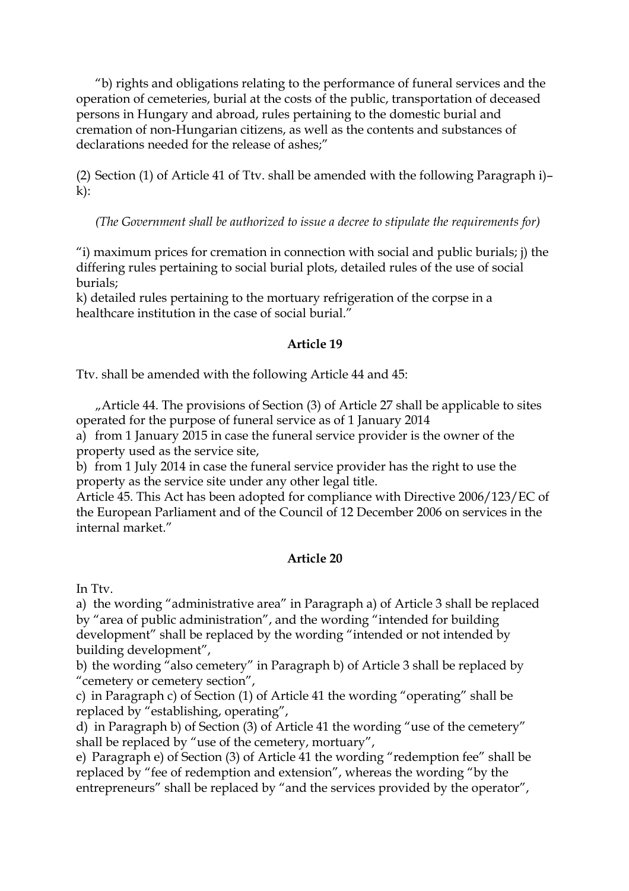"b) rights and obligations relating to the performance of funeral services and the operation of cemeteries, burial at the costs of the public, transportation of deceased persons in Hungary and abroad, rules pertaining to the domestic burial and cremation of non-Hungarian citizens, as well as the contents and substances of declarations needed for the release of ashes;"

(2) Section (1) of Article 41 of Ttv. shall be amended with the following Paragraph i)–k):

*(The Government shall be authorized to issue a decree to stipulate the requirements for)*

"i) maximum prices for cremation in connection with social and public burials; j) the differing rules pertaining to social burial plots, detailed rules of the use of social burials;
k) detailed rules pertaining to the mortuary refrigeration of the corpse in a healthcare institution in the case of social burial."

**Article 19**

Ttv. shall be amended with the following Article 44 and 45:

„Article 44. The provisions of Section (3) of Article 27 shall be applicable to sites operated for the purpose of funeral service as of 1 January 2014
a) from 1 January 2015 in case the funeral service provider is the owner of the property used as the service site,
b) from 1 July 2014 in case the funeral service provider has the right to use the property as the service site under any other legal title.
Article 45. This Act has been adopted for compliance with Directive 2006/123/EC of the European Parliament and of the Council of 12 December 2006 on services in the internal market."

**Article 20**

In Ttv.
a) the wording "administrative area" in Paragraph a) of Article 3 shall be replaced by "area of public administration", and the wording "intended for building development" shall be replaced by the wording "intended or not intended by building development",
b) the wording "also cemetery" in Paragraph b) of Article 3 shall be replaced by "cemetery or cemetery section",
c) in Paragraph c) of Section (1) of Article 41 the wording "operating" shall be replaced by "establishing, operating",
d) in Paragraph b) of Section (3) of Article 41 the wording "use of the cemetery" shall be replaced by "use of the cemetery, mortuary",
e) Paragraph e) of Section (3) of Article 41 the wording "redemption fee" shall be replaced by "fee of redemption and extension", whereas the wording "by the entrepreneurs" shall be replaced by "and the services provided by the operator",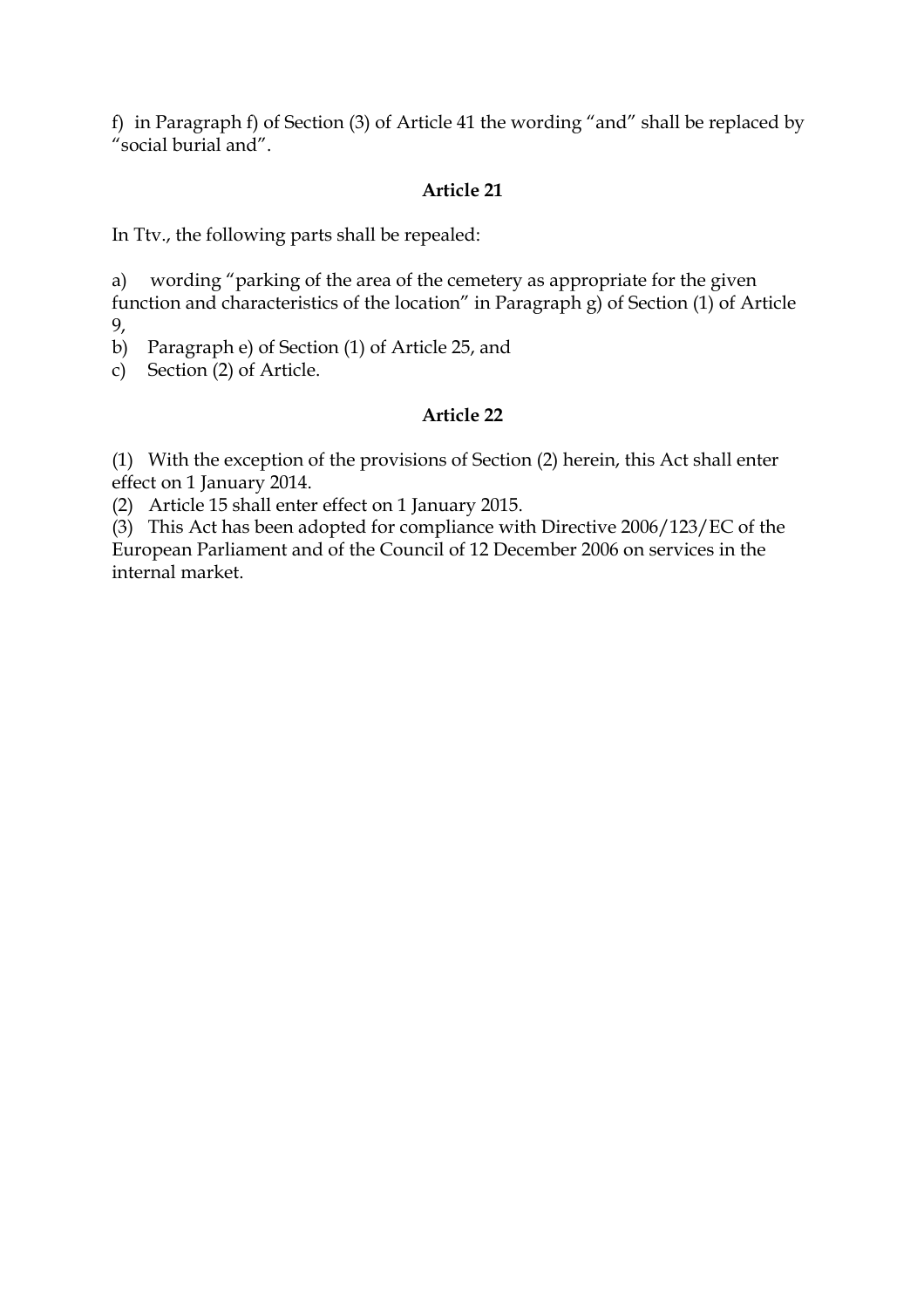f) in Paragraph f) of Section (3) of Article 41 the wording "and" shall be replaced by "social burial and".

**Article 21**

In Ttv., the following parts shall be repealed:

a) wording "parking of the area of the cemetery as appropriate for the given function and characteristics of the location" in Paragraph g) of Section (1) of Article 9,
b) Paragraph e) of Section (1) of Article 25, and
c) Section (2) of Article.

**Article 22**

(1) With the exception of the provisions of Section (2) herein, this Act shall enter effect on 1 January 2014.
(2) Article 15 shall enter effect on 1 January 2015.
(3) This Act has been adopted for compliance with Directive 2006/123/EC of the European Parliament and of the Council of 12 December 2006 on services in the internal market.